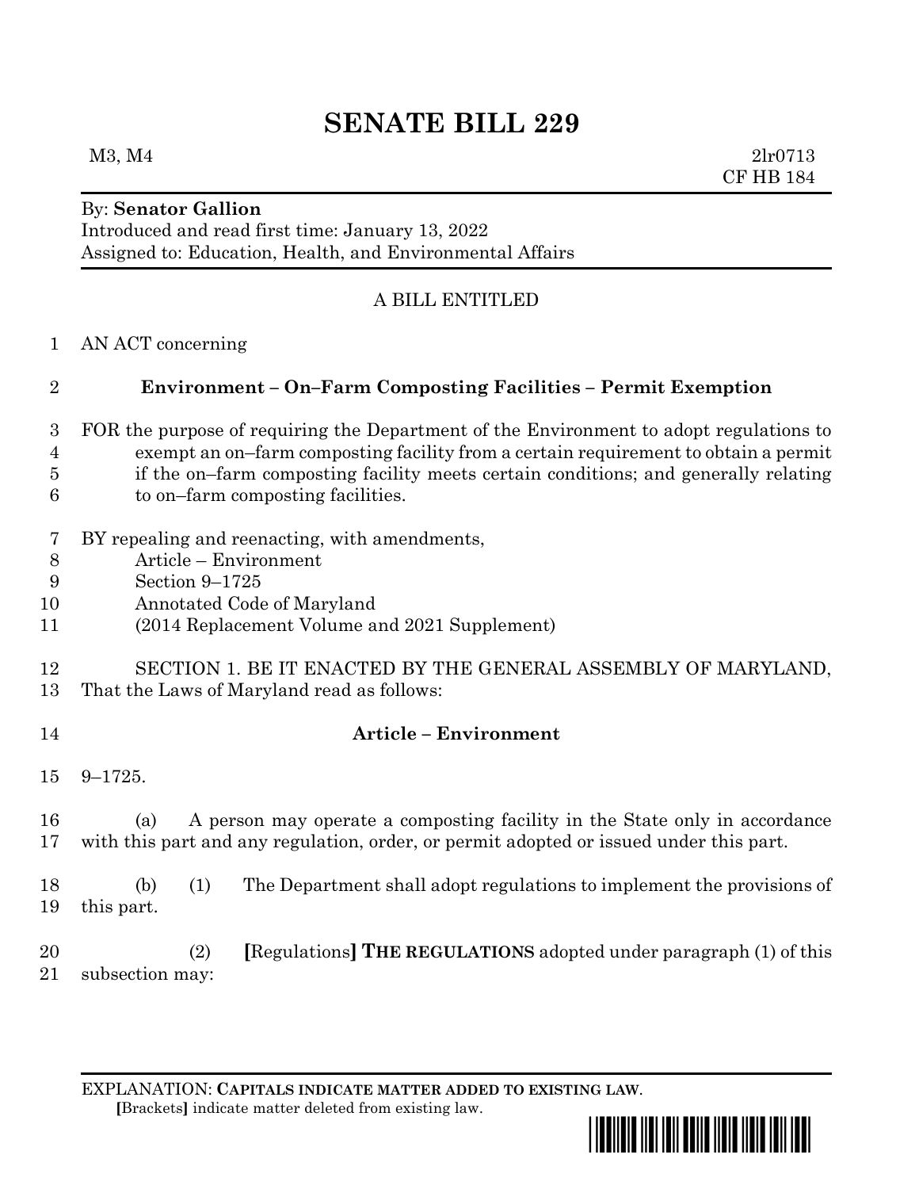# SENATE BILL 229

M3, M4 2lr0713
CF HB 184

By: **Senator Gallion**
Introduced and read first time: January 13, 2022
Assigned to: Education, Health, and Environmental Affairs

A BILL ENTITLED

AN ACT concerning

**Environment – On–Farm Composting Facilities – Permit Exemption**

FOR the purpose of requiring the Department of the Environment to adopt regulations to exempt an on–farm composting facility from a certain requirement to obtain a permit if the on–farm composting facility meets certain conditions; and generally relating to on–farm composting facilities.

BY repealing and reenacting, with amendments,
Article – Environment
Section 9–1725
Annotated Code of Maryland
(2014 Replacement Volume and 2021 Supplement)

SECTION 1. BE IT ENACTED BY THE GENERAL ASSEMBLY OF MARYLAND, That the Laws of Maryland read as follows:

**Article – Environment**

9–1725.

(a) A person may operate a composting facility in the State only in accordance with this part and any regulation, order, or permit adopted or issued under this part.

(b) (1) The Department shall adopt regulations to implement the provisions of this part.

(2) [Regulations] **THE REGULATIONS** adopted under paragraph (1) of this subsection may:

EXPLANATION: **CAPITALS INDICATE MATTER ADDED TO EXISTING LAW**.
[Brackets] indicate matter deleted from existing law.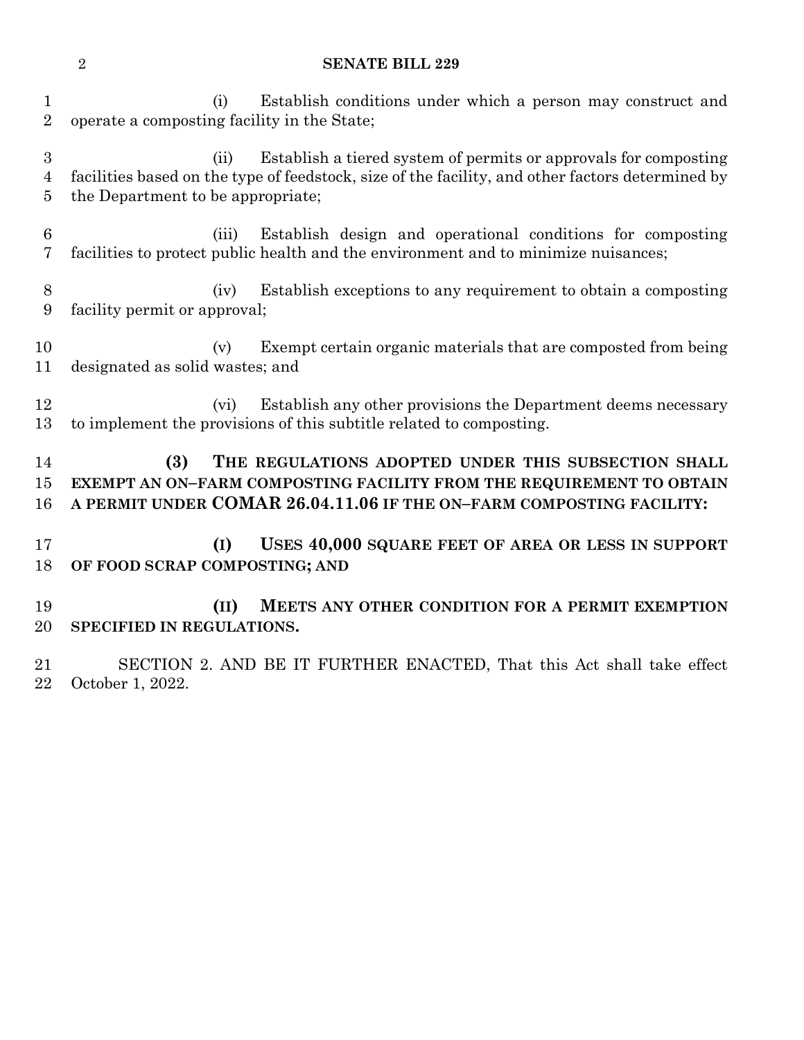(i) Establish conditions under which a person may construct and operate a composting facility in the State;

(ii) Establish a tiered system of permits or approvals for composting facilities based on the type of feedstock, size of the facility, and other factors determined by the Department to be appropriate;

(iii) Establish design and operational conditions for composting facilities to protect public health and the environment and to minimize nuisances;

(iv) Establish exceptions to any requirement to obtain a composting facility permit or approval;

(v) Exempt certain organic materials that are composted from being designated as solid wastes; and

(vi) Establish any other provisions the Department deems necessary to implement the provisions of this subtitle related to composting.

**(3) THE REGULATIONS ADOPTED UNDER THIS SUBSECTION SHALL EXEMPT AN ON–FARM COMPOSTING FACILITY FROM THE REQUIREMENT TO OBTAIN A PERMIT UNDER COMAR 26.04.11.06 IF THE ON–FARM COMPOSTING FACILITY:**

**(I) USES 40,000 SQUARE FEET OF AREA OR LESS IN SUPPORT OF FOOD SCRAP COMPOSTING; AND**

**(II) MEETS ANY OTHER CONDITION FOR A PERMIT EXEMPTION SPECIFIED IN REGULATIONS.**

SECTION 2. AND BE IT FURTHER ENACTED, That this Act shall take effect October 1, 2022.